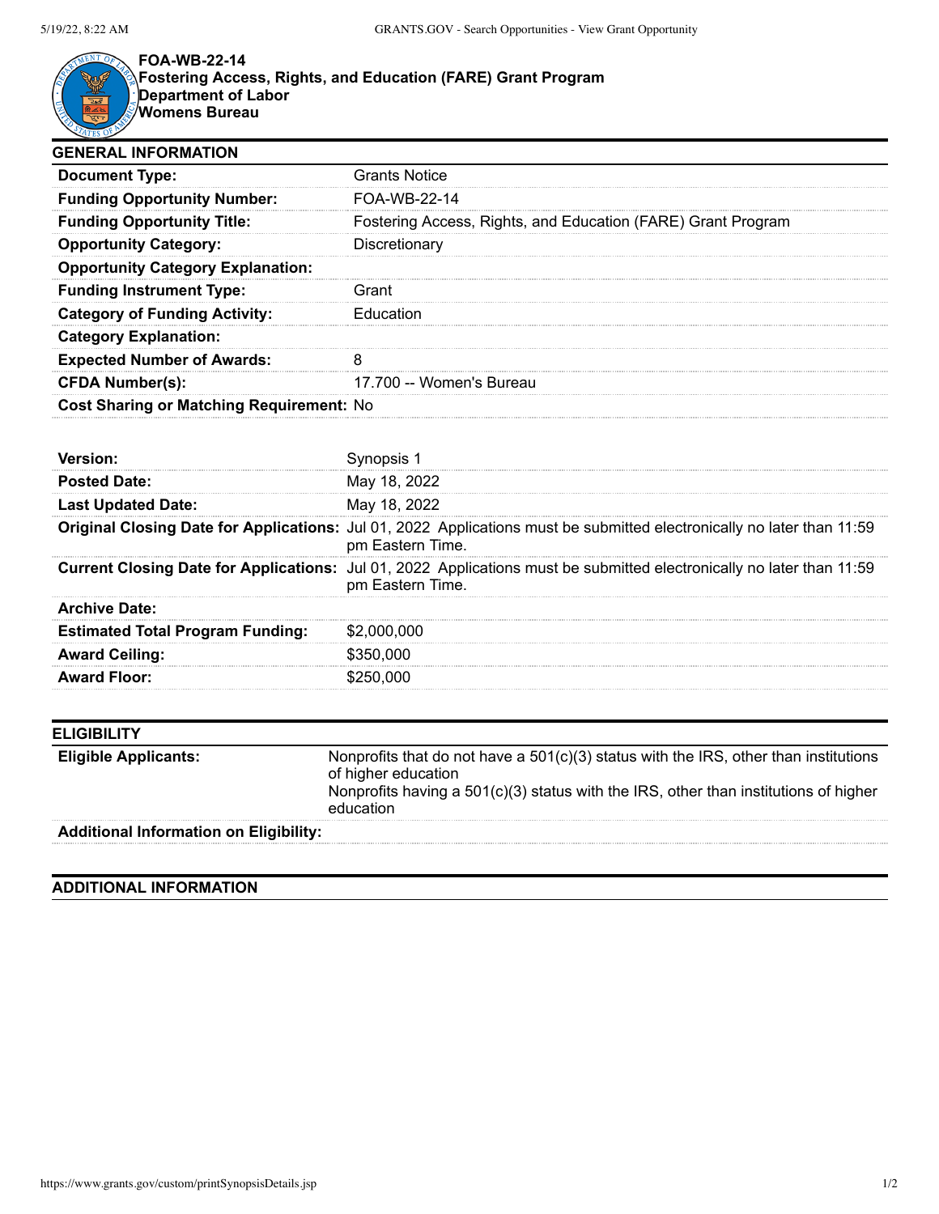# FOA-WB-22-14
## Fostering Access, Rights, and Education (FARE) Grant Program
## Department of Labor
## Womens Bureau

## GENERAL INFORMATION

| | |
|---|---|
| **Document Type:** | Grants Notice |
| **Funding Opportunity Number:** | FOA-WB-22-14 |
| **Funding Opportunity Title:** | Fostering Access, Rights, and Education (FARE) Grant Program |
| **Opportunity Category:** | Discretionary |
| **Opportunity Category Explanation:** | |
| **Funding Instrument Type:** | Grant |
| **Category of Funding Activity:** | Education |
| **Category Explanation:** | |
| **Expected Number of Awards:** | 8 |
| **CFDA Number(s):** | 17.700 -- Women's Bureau |
| **Cost Sharing or Matching Requirement:** | No |

| | |
|---|---|
| **Version:** | Synopsis 1 |
| **Posted Date:** | May 18, 2022 |
| **Last Updated Date:** | May 18, 2022 |
| **Original Closing Date for Applications:** | Jul 01, 2022 Applications must be submitted electronically no later than 11:59 pm Eastern Time. |
| **Current Closing Date for Applications:** | Jul 01, 2022 Applications must be submitted electronically no later than 11:59 pm Eastern Time. |
| **Archive Date:** | |
| **Estimated Total Program Funding:** | $2,000,000 |
| **Award Ceiling:** | $350,000 |
| **Award Floor:** | $250,000 |

## ELIGIBILITY

| | |
|---|---|
| **Eligible Applicants:** | Nonprofits that do not have a 501(c)(3) status with the IRS, other than institutions of higher education<br>Nonprofits having a 501(c)(3) status with the IRS, other than institutions of higher education |
| **Additional Information on Eligibility:** | |

## ADDITIONAL INFORMATION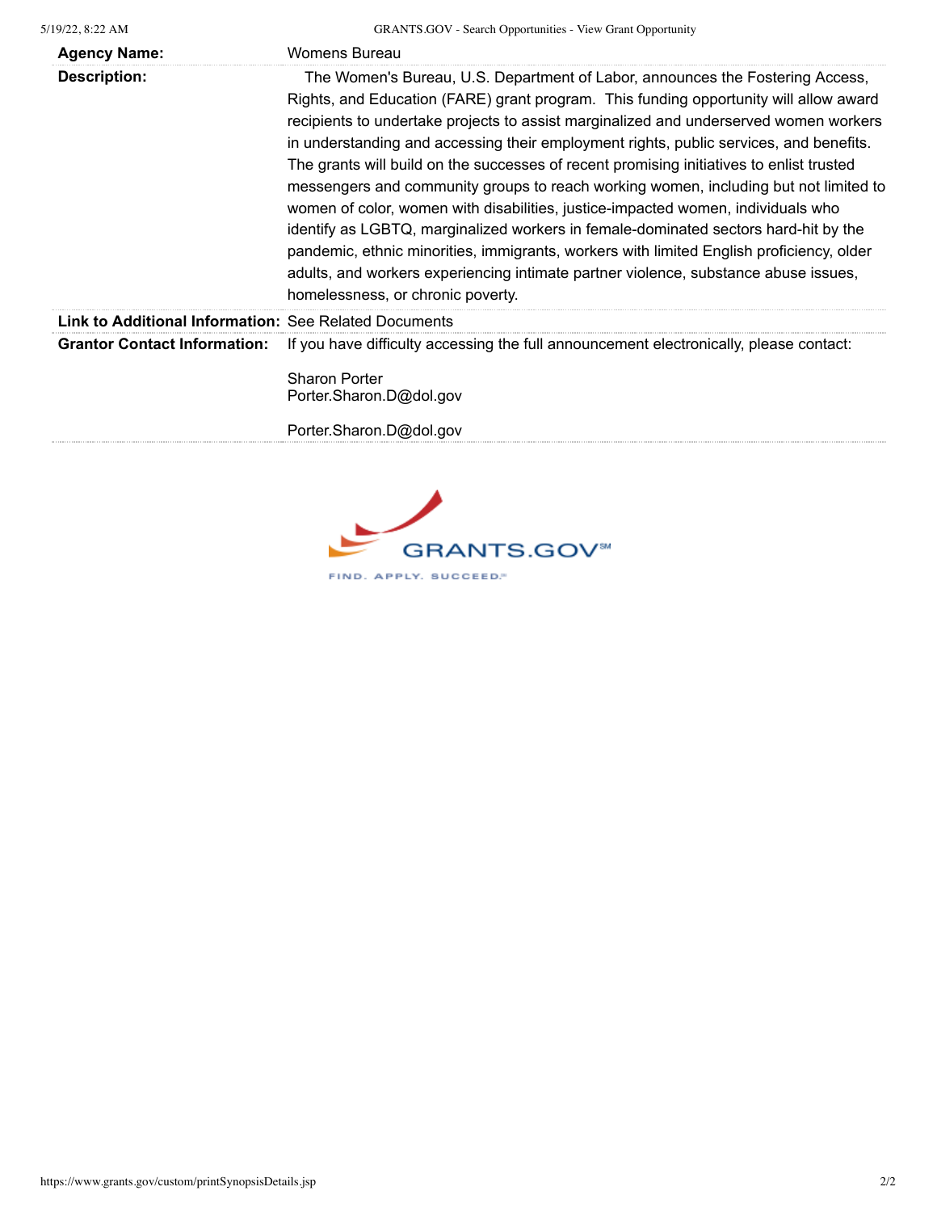| | |
|---|---|
| **Agency Name:** | Womens Bureau |
| **Description:** | The Women's Bureau, U.S. Department of Labor, announces the Fostering Access, Rights, and Education (FARE) grant program. This funding opportunity will allow award recipients to undertake projects to assist marginalized and underserved women workers in understanding and accessing their employment rights, public services, and benefits. The grants will build on the successes of recent promising initiatives to enlist trusted messengers and community groups to reach working women, including but not limited to women of color, women with disabilities, justice-impacted women, individuals who identify as LGBTQ, marginalized workers in female-dominated sectors hard-hit by the pandemic, ethnic minorities, immigrants, workers with limited English proficiency, older adults, and workers experiencing intimate partner violence, substance abuse issues, homelessness, or chronic poverty. |
| **Link to Additional Information:** | See Related Documents |
| **Grantor Contact Information:** | If you have difficulty accessing the full announcement electronically, please contact:<br><br>Sharon Porter<br>Porter.Sharon.D@dol.gov<br><br>Porter.Sharon.D@dol.gov |

GRANTS.GOV[SM]

FIND. APPLY. SUCCEED.